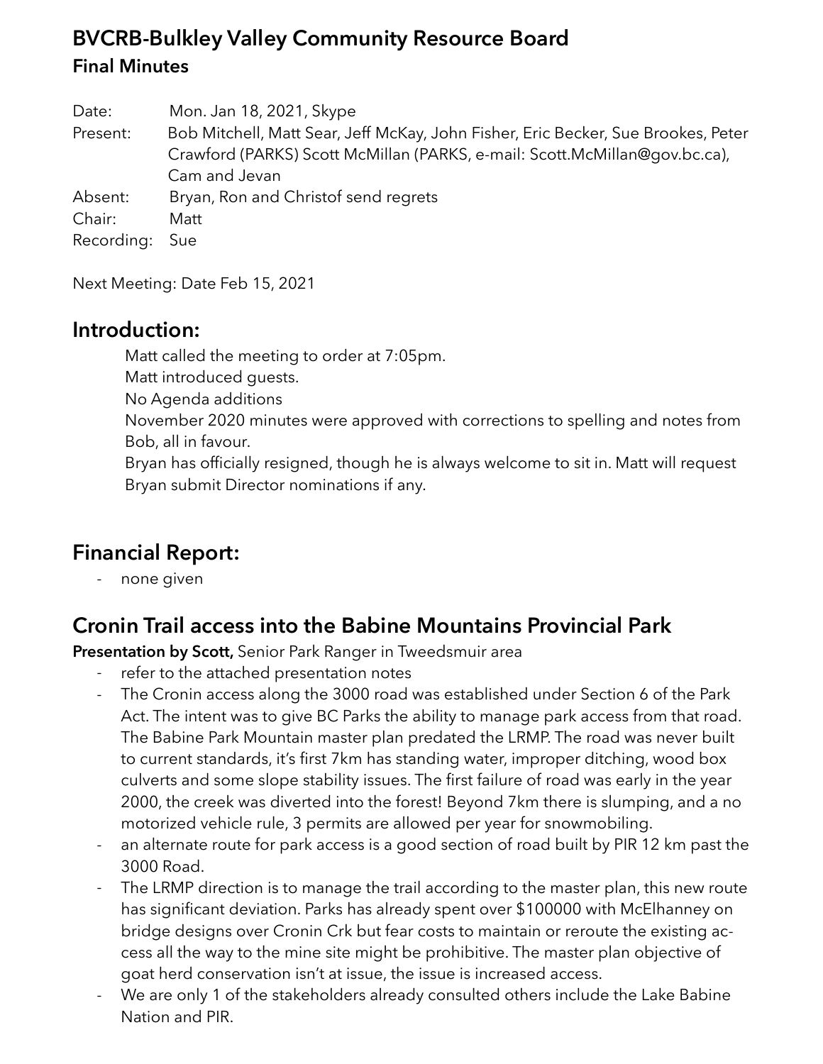# BVCRB-Bulkley Valley Community Resource Board

## Final Minutes

Date: Mon. Jan 18, 2021, Skype

Present: Bob Mitchell, Matt Sear, Jeff McKay, John Fisher, Eric Becker, Sue Brookes, Peter Crawford (PARKS) Scott McMillan (PARKS, e-mail: Scott.McMillan@gov.bc.ca), Cam and Jevan

Absent: Bryan, Ron and Christof send regrets

Chair: Matt

Recording: Sue

Next Meeting: Date Feb 15, 2021

## Introduction:

Matt called the meeting to order at 7:05pm.

Matt introduced guests.

No Agenda additions

November 2020 minutes were approved with corrections to spelling and notes from Bob, all in favour.

Bryan has officially resigned, though he is always welcome to sit in. Matt will request Bryan submit Director nominations if any.

## Financial Report:

- none given

## Cronin Trail access into the Babine Mountains Provincial Park

**Presentation by Scott,** Senior Park Ranger in Tweedsmuir area

- refer to the attached presentation notes
- The Cronin access along the 3000 road was established under Section 6 of the Park Act. The intent was to give BC Parks the ability to manage park access from that road. The Babine Park Mountain master plan predated the LRMP. The road was never built to current standards, it's first 7km has standing water, improper ditching, wood box culverts and some slope stability issues. The first failure of road was early in the year 2000, the creek was diverted into the forest! Beyond 7km there is slumping, and a no motorized vehicle rule, 3 permits are allowed per year for snowmobiling.
- an alternate route for park access is a good section of road built by PIR 12 km past the 3000 Road.
- The LRMP direction is to manage the trail according to the master plan, this new route has significant deviation. Parks has already spent over $100000 with McElhanney on bridge designs over Cronin Crk but fear costs to maintain or reroute the existing access all the way to the mine site might be prohibitive. The master plan objective of goat herd conservation isn't at issue, the issue is increased access.
- We are only 1 of the stakeholders already consulted others include the Lake Babine Nation and PIR.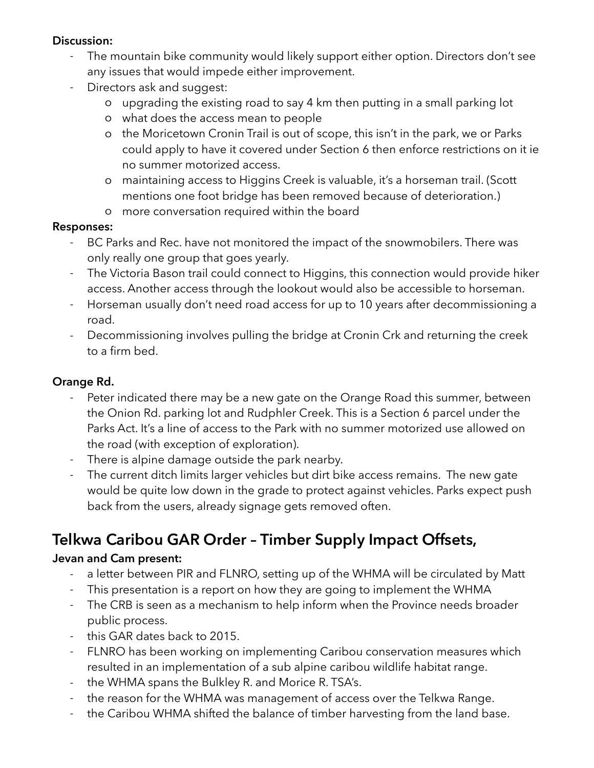**Discussion:**

- The mountain bike community would likely support either option. Directors don't see any issues that would impede either improvement.
- Directors ask and suggest:
    - upgrading the existing road to say 4 km then putting in a small parking lot
    - what does the access mean to people
    - the Moricetown Cronin Trail is out of scope, this isn't in the park, we or Parks could apply to have it covered under Section 6 then enforce restrictions on it ie no summer motorized access.
    - maintaining access to Higgins Creek is valuable, it's a horseman trail. (Scott mentions one foot bridge has been removed because of deterioration.)
    - more conversation required within the board

**Responses:**

- BC Parks and Rec. have not monitored the impact of the snowmobilers. There was only really one group that goes yearly.
- The Victoria Bason trail could connect to Higgins, this connection would provide hiker access. Another access through the lookout would also be accessible to horseman.
- Horseman usually don't need road access for up to 10 years after decommissioning a road.
- Decommissioning involves pulling the bridge at Cronin Crk and returning the creek to a firm bed.

**Orange Rd.**

- Peter indicated there may be a new gate on the Orange Road this summer, between the Onion Rd. parking lot and Rudphler Creek. This is a Section 6 parcel under the Parks Act. It's a line of access to the Park with no summer motorized use allowed on the road (with exception of exploration).
- There is alpine damage outside the park nearby.
- The current ditch limits larger vehicles but dirt bike access remains. The new gate would be quite low down in the grade to protect against vehicles. Parks expect push back from the users, already signage gets removed often.

## Telkwa Caribou GAR Order – Timber Supply Impact Offsets,

**Jevan and Cam present:**

- a letter between PIR and FLNRO, setting up of the WHMA will be circulated by Matt
- This presentation is a report on how they are going to implement the WHMA
- The CRB is seen as a mechanism to help inform when the Province needs broader public process.
- this GAR dates back to 2015.
- FLNRO has been working on implementing Caribou conservation measures which resulted in an implementation of a sub alpine caribou wildlife habitat range.
- the WHMA spans the Bulkley R. and Morice R. TSA's.
- the reason for the WHMA was management of access over the Telkwa Range.
- the Caribou WHMA shifted the balance of timber harvesting from the land base.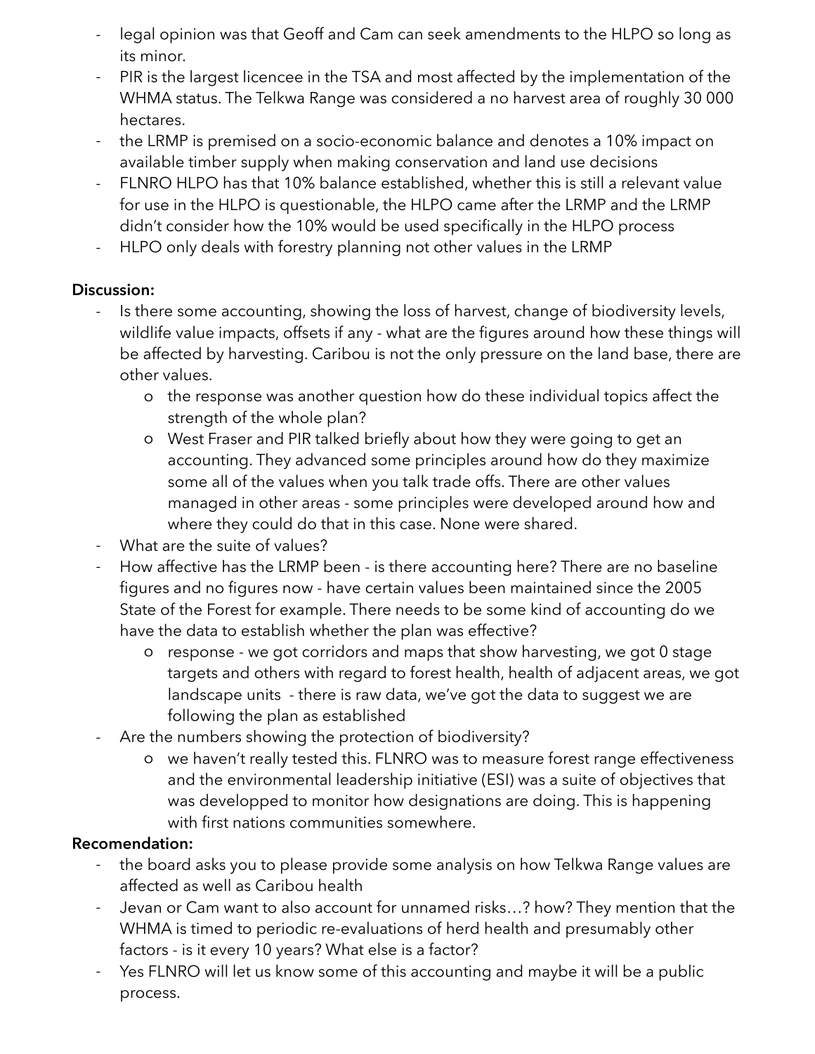- legal opinion was that Geoff and Cam can seek amendments to the HLPO so long as its minor.
- PIR is the largest licencee in the TSA and most affected by the implementation of the WHMA status. The Telkwa Range was considered a no harvest area of roughly 30 000 hectares.
- the LRMP is premised on a socio-economic balance and denotes a 10% impact on available timber supply when making conservation and land use decisions
- FLNRO HLPO has that 10% balance established, whether this is still a relevant value for use in the HLPO is questionable, the HLPO came after the LRMP and the LRMP didn't consider how the 10% would be used specifically in the HLPO process
- HLPO only deals with forestry planning not other values in the LRMP

**Discussion:**

- Is there some accounting, showing the loss of harvest, change of biodiversity levels, wildlife value impacts, offsets if any - what are the figures around how these things will be affected by harvesting. Caribou is not the only pressure on the land base, there are other values.
    - the response was another question how do these individual topics affect the strength of the whole plan?
    - West Fraser and PIR talked briefly about how they were going to get an accounting. They advanced some principles around how do they maximize some all of the values when you talk trade offs. There are other values managed in other areas - some principles were developed around how and where they could do that in this case. None were shared.
- What are the suite of values?
- How affective has the LRMP been - is there accounting here? There are no baseline figures and no figures now - have certain values been maintained since the 2005 State of the Forest for example. There needs to be some kind of accounting do we have the data to establish whether the plan was effective?
    - response - we got corridors and maps that show harvesting, we got 0 stage targets and others with regard to forest health, health of adjacent areas, we got landscape units - there is raw data, we've got the data to suggest we are following the plan as established
- Are the numbers showing the protection of biodiversity?
    - we haven't really tested this. FLNRO was to measure forest range effectiveness and the environmental leadership initiative (ESI) was a suite of objectives that was developped to monitor how designations are doing. This is happening with first nations communities somewhere.

**Recomendation:**

- the board asks you to please provide some analysis on how Telkwa Range values are affected as well as Caribou health
- Jevan or Cam want to also account for unnamed risks…? how? They mention that the WHMA is timed to periodic re-evaluations of herd health and presumably other factors - is it every 10 years? What else is a factor?
- Yes FLNRO will let us know some of this accounting and maybe it will be a public process.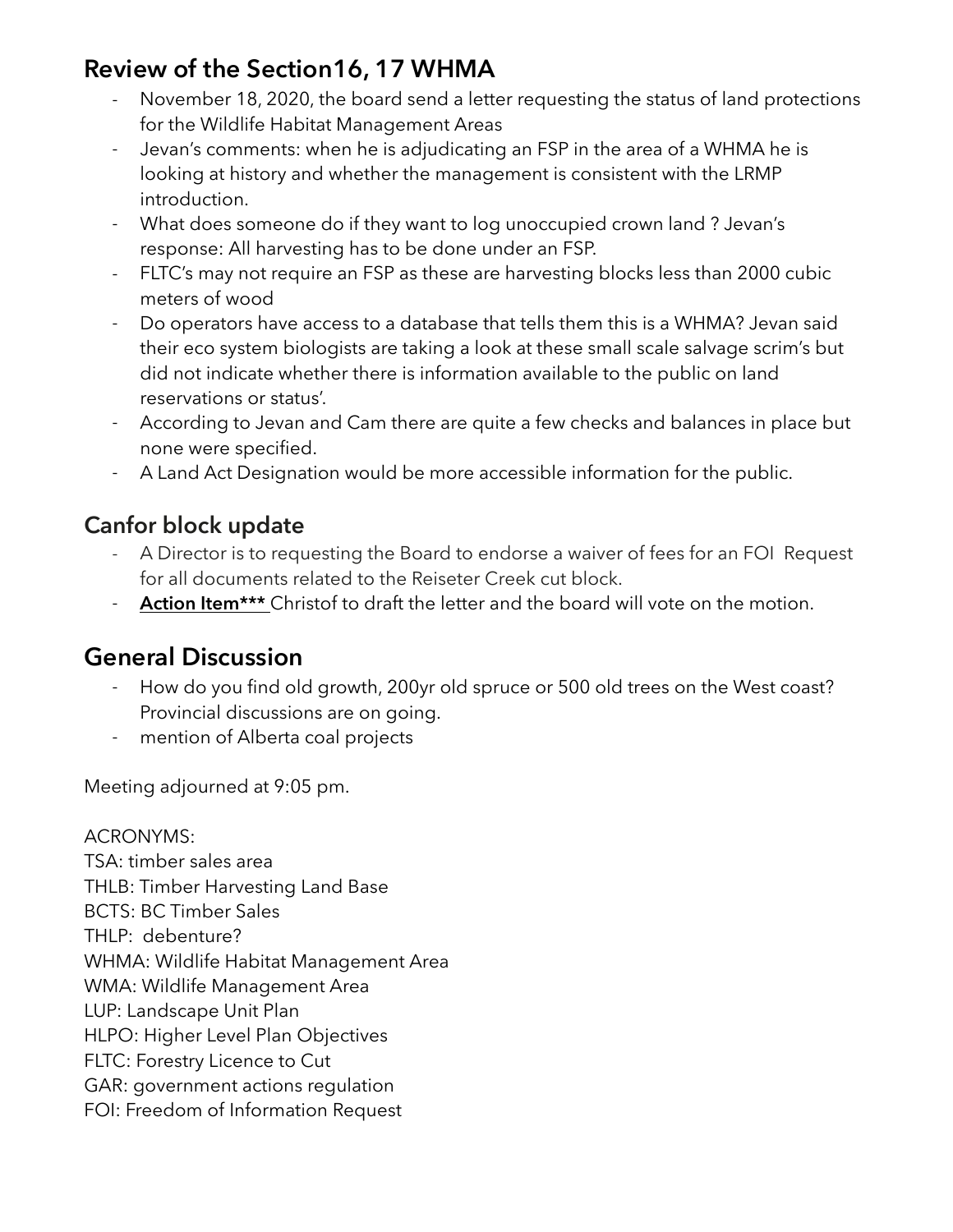## Review of the Section16, 17 WHMA

- November 18, 2020, the board send a letter requesting the status of land protections for the Wildlife Habitat Management Areas
- Jevan's comments: when he is adjudicating an FSP in the area of a WHMA he is looking at history and whether the management is consistent with the LRMP introduction.
- What does someone do if they want to log unoccupied crown land ? Jevan's response: All harvesting has to be done under an FSP.
- FLTC's may not require an FSP as these are harvesting blocks less than 2000 cubic meters of wood
- Do operators have access to a database that tells them this is a WHMA? Jevan said their eco system biologists are taking a look at these small scale salvage scrim's but did not indicate whether there is information available to the public on land reservations or status'.
- According to Jevan and Cam there are quite a few checks and balances in place but none were specified.
- A Land Act Designation would be more accessible information for the public.

## Canfor block update

- A Director is to requesting the Board to endorse a waiver of fees for an FOI Request for all documents related to the Reiseter Creek cut block.
- **Action Item*** ** Christof to draft the letter and the board will vote on the motion.

## General Discussion

- How do you find old growth, 200yr old spruce or 500 old trees on the West coast? Provincial discussions are on going.
- mention of Alberta coal projects

Meeting adjourned at 9:05 pm.

ACRONYMS:
TSA: timber sales area
THLB: Timber Harvesting Land Base
BCTS: BC Timber Sales
THLP: debenture?
WHMA: Wildlife Habitat Management Area
WMA: Wildlife Management Area
LUP: Landscape Unit Plan
HLPO: Higher Level Plan Objectives
FLTC: Forestry Licence to Cut
GAR: government actions regulation
FOI: Freedom of Information Request